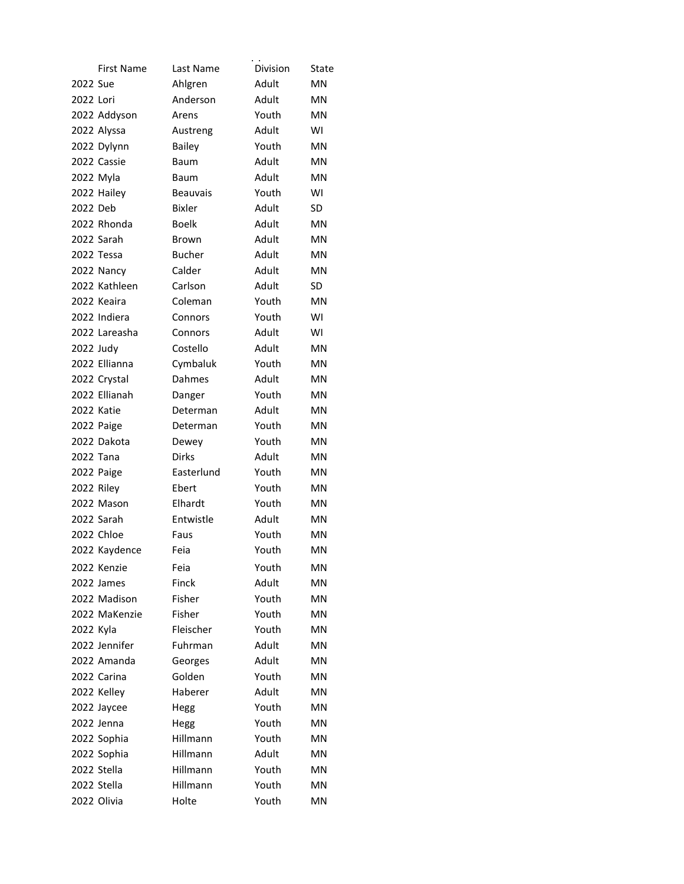| | First Name | Last Name | Division | State |
|---|---|---|---|---|
| 2022 | Sue | Ahlgren | Adult | MN |
| 2022 | Lori | Anderson | Adult | MN |
| 2022 | Addyson | Arens | Youth | MN |
| 2022 | Alyssa | Austreng | Adult | WI |
| 2022 | Dylynn | Bailey | Youth | MN |
| 2022 | Cassie | Baum | Adult | MN |
| 2022 | Myla | Baum | Adult | MN |
| 2022 | Hailey | Beauvais | Youth | WI |
| 2022 | Deb | Bixler | Adult | SD |
| 2022 | Rhonda | Boelk | Adult | MN |
| 2022 | Sarah | Brown | Adult | MN |
| 2022 | Tessa | Bucher | Adult | MN |
| 2022 | Nancy | Calder | Adult | MN |
| 2022 | Kathleen | Carlson | Adult | SD |
| 2022 | Keaira | Coleman | Youth | MN |
| 2022 | Indiera | Connors | Youth | WI |
| 2022 | Lareasha | Connors | Adult | WI |
| 2022 | Judy | Costello | Adult | MN |
| 2022 | Ellianna | Cymbaluk | Youth | MN |
| 2022 | Crystal | Dahmes | Adult | MN |
| 2022 | Ellianah | Danger | Youth | MN |
| 2022 | Katie | Determan | Adult | MN |
| 2022 | Paige | Determan | Youth | MN |
| 2022 | Dakota | Dewey | Youth | MN |
| 2022 | Tana | Dirks | Adult | MN |
| 2022 | Paige | Easterlund | Youth | MN |
| 2022 | Riley | Ebert | Youth | MN |
| 2022 | Mason | Elhardt | Youth | MN |
| 2022 | Sarah | Entwistle | Adult | MN |
| 2022 | Chloe | Faus | Youth | MN |
| 2022 | Kaydence | Feia | Youth | MN |
| 2022 | Kenzie | Feia | Youth | MN |
| 2022 | James | Finck | Adult | MN |
| 2022 | Madison | Fisher | Youth | MN |
| 2022 | MaKenzie | Fisher | Youth | MN |
| 2022 | Kyla | Fleischer | Youth | MN |
| 2022 | Jennifer | Fuhrman | Adult | MN |
| 2022 | Amanda | Georges | Adult | MN |
| 2022 | Carina | Golden | Youth | MN |
| 2022 | Kelley | Haberer | Adult | MN |
| 2022 | Jaycee | Hegg | Youth | MN |
| 2022 | Jenna | Hegg | Youth | MN |
| 2022 | Sophia | Hillmann | Youth | MN |
| 2022 | Sophia | Hillmann | Adult | MN |
| 2022 | Stella | Hillmann | Youth | MN |
| 2022 | Stella | Hillmann | Youth | MN |
| 2022 | Olivia | Holte | Youth | MN |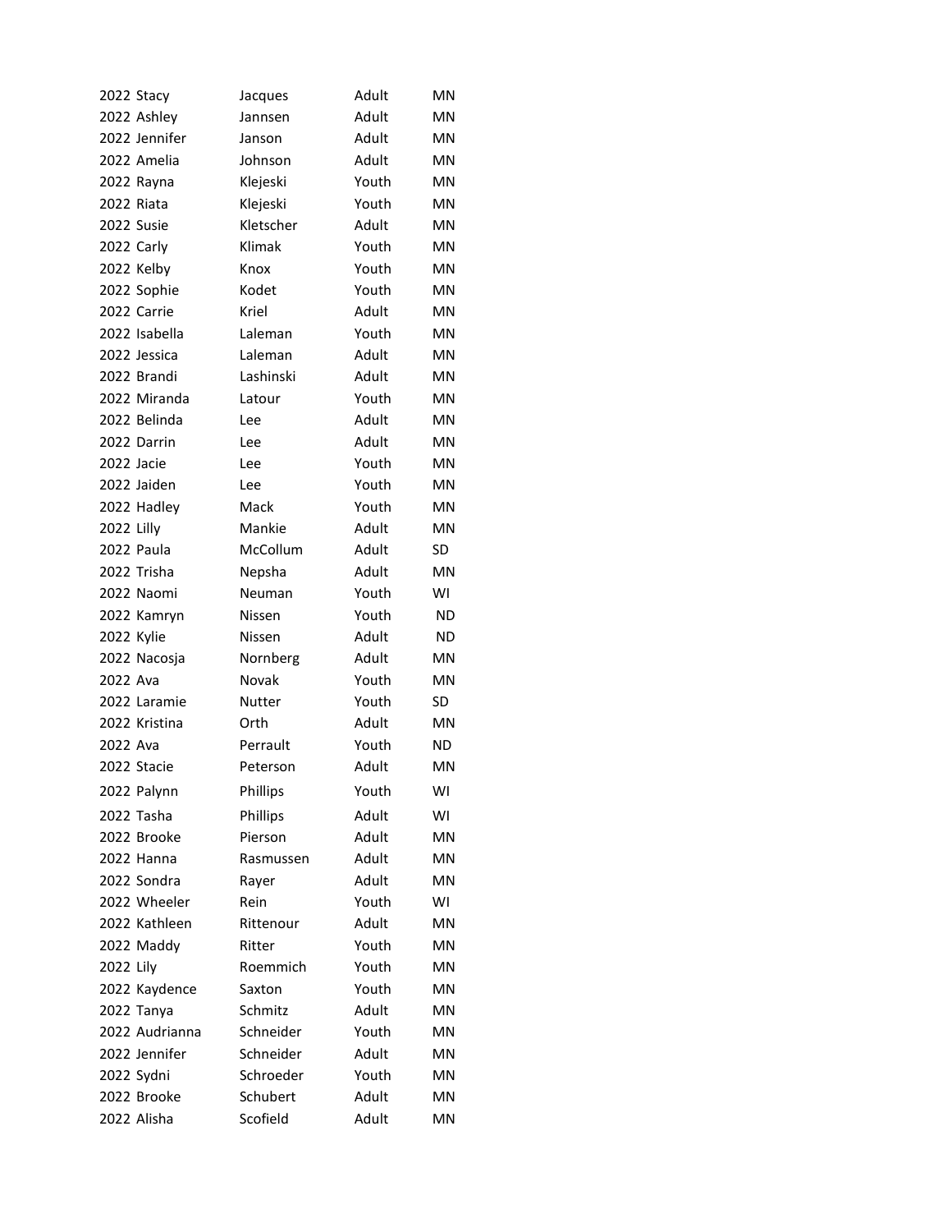| | | | | |
|---|---|---|---|---|
| 2022 | Stacy | Jacques | Adult | MN |
| 2022 | Ashley | Jannsen | Adult | MN |
| 2022 | Jennifer | Janson | Adult | MN |
| 2022 | Amelia | Johnson | Adult | MN |
| 2022 | Rayna | Klejeski | Youth | MN |
| 2022 | Riata | Klejeski | Youth | MN |
| 2022 | Susie | Kletscher | Adult | MN |
| 2022 | Carly | Klimak | Youth | MN |
| 2022 | Kelby | Knox | Youth | MN |
| 2022 | Sophie | Kodet | Youth | MN |
| 2022 | Carrie | Kriel | Adult | MN |
| 2022 | Isabella | Laleman | Youth | MN |
| 2022 | Jessica | Laleman | Adult | MN |
| 2022 | Brandi | Lashinski | Adult | MN |
| 2022 | Miranda | Latour | Youth | MN |
| 2022 | Belinda | Lee | Adult | MN |
| 2022 | Darrin | Lee | Adult | MN |
| 2022 | Jacie | Lee | Youth | MN |
| 2022 | Jaiden | Lee | Youth | MN |
| 2022 | Hadley | Mack | Youth | MN |
| 2022 | Lilly | Mankie | Adult | MN |
| 2022 | Paula | McCollum | Adult | SD |
| 2022 | Trisha | Nepsha | Adult | MN |
| 2022 | Naomi | Neuman | Youth | WI |
| 2022 | Kamryn | Nissen | Youth | ND |
| 2022 | Kylie | Nissen | Adult | ND |
| 2022 | Nacosja | Nornberg | Adult | MN |
| 2022 | Ava | Novak | Youth | MN |
| 2022 | Laramie | Nutter | Youth | SD |
| 2022 | Kristina | Orth | Adult | MN |
| 2022 | Ava | Perrault | Youth | ND |
| 2022 | Stacie | Peterson | Adult | MN |
| 2022 | Palynn | Phillips | Youth | WI |
| 2022 | Tasha | Phillips | Adult | WI |
| 2022 | Brooke | Pierson | Adult | MN |
| 2022 | Hanna | Rasmussen | Adult | MN |
| 2022 | Sondra | Rayer | Adult | MN |
| 2022 | Wheeler | Rein | Youth | WI |
| 2022 | Kathleen | Rittenour | Adult | MN |
| 2022 | Maddy | Ritter | Youth | MN |
| 2022 | Lily | Roemmich | Youth | MN |
| 2022 | Kaydence | Saxton | Youth | MN |
| 2022 | Tanya | Schmitz | Adult | MN |
| 2022 | Audrianna | Schneider | Youth | MN |
| 2022 | Jennifer | Schneider | Adult | MN |
| 2022 | Sydni | Schroeder | Youth | MN |
| 2022 | Brooke | Schubert | Adult | MN |
| 2022 | Alisha | Scofield | Adult | MN |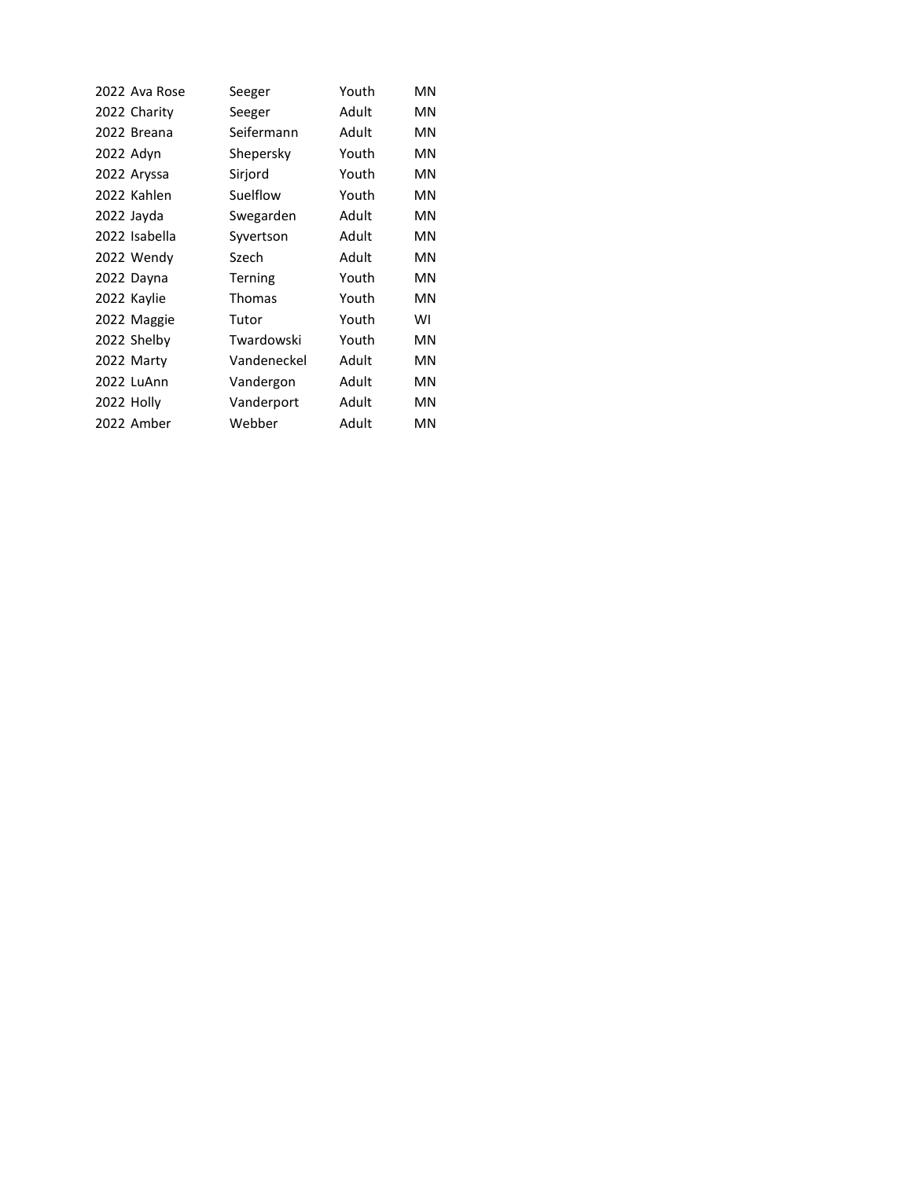| | | | | |
|---|---|---|---|---|
| 2022 | Ava Rose | Seeger | Youth | MN |
| 2022 | Charity | Seeger | Adult | MN |
| 2022 | Breana | Seifermann | Adult | MN |
| 2022 | Adyn | Shepersky | Youth | MN |
| 2022 | Aryssa | Sirjord | Youth | MN |
| 2022 | Kahlen | Suelflow | Youth | MN |
| 2022 | Jayda | Swegarden | Adult | MN |
| 2022 | Isabella | Syvertson | Adult | MN |
| 2022 | Wendy | Szech | Adult | MN |
| 2022 | Dayna | Terning | Youth | MN |
| 2022 | Kaylie | Thomas | Youth | MN |
| 2022 | Maggie | Tutor | Youth | WI |
| 2022 | Shelby | Twardowski | Youth | MN |
| 2022 | Marty | Vandeneckel | Adult | MN |
| 2022 | LuAnn | Vandergon | Adult | MN |
| 2022 | Holly | Vanderport | Adult | MN |
| 2022 | Amber | Webber | Adult | MN |